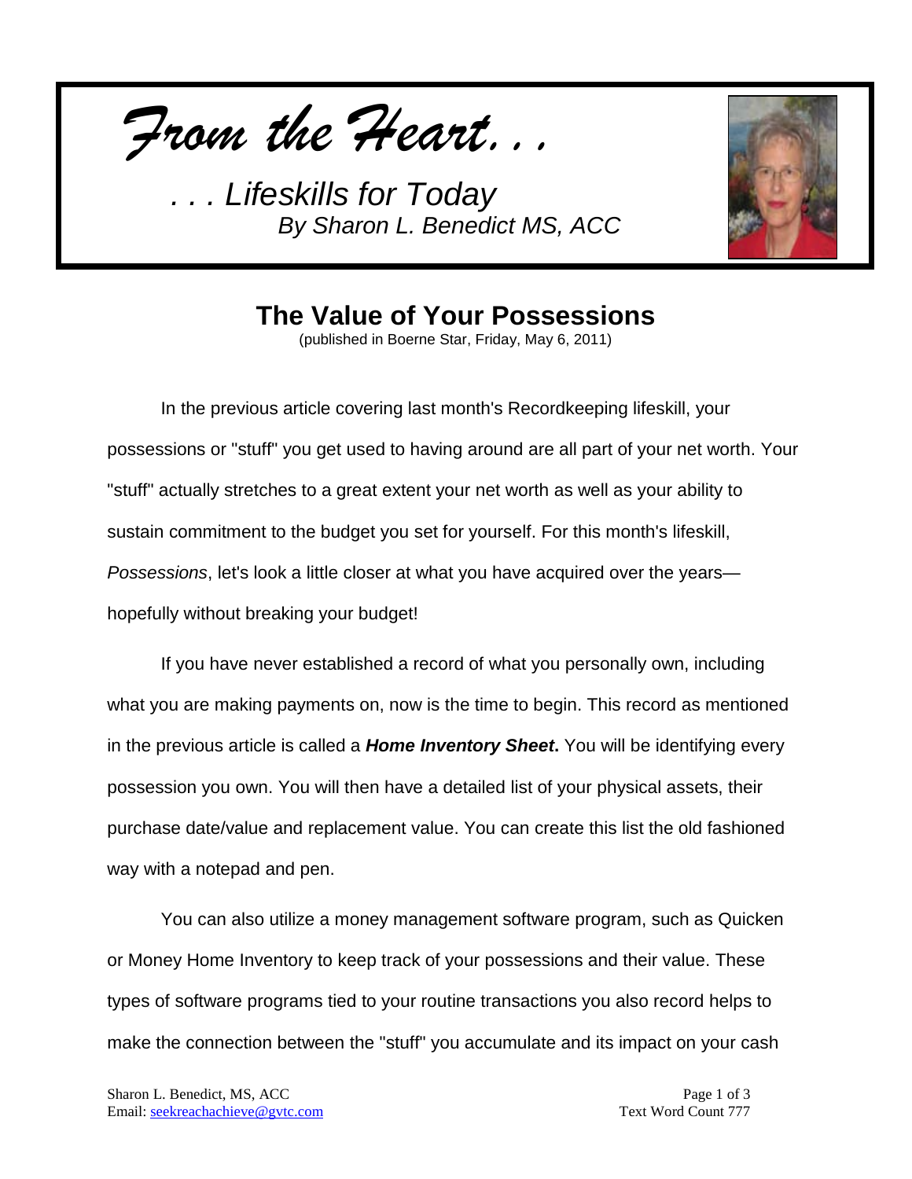*From the Heart...*

*. . . Lifeskills for Today*
*By Sharon L. Benedict MS, ACC*

# The Value of Your Possessions

(published in Boerne Star, Friday, May 6, 2011)

In the previous article covering last month's Recordkeeping lifeskill, your possessions or "stuff" you get used to having around are all part of your net worth. Your "stuff" actually stretches to a great extent your net worth as well as your ability to sustain commitment to the budget you set for yourself. For this month's lifeskill, *Possessions*, let's look a little closer at what you have acquired over the years—hopefully without breaking your budget!

If you have never established a record of what you personally own, including what you are making payments on, now is the time to begin. This record as mentioned in the previous article is called a ***Home Inventory Sheet***. You will be identifying every possession you own. You will then have a detailed list of your physical assets, their purchase date/value and replacement value. You can create this list the old fashioned way with a notepad and pen.

You can also utilize a money management software program, such as Quicken or Money Home Inventory to keep track of your possessions and their value. These types of software programs tied to your routine transactions you also record helps to make the connection between the "stuff" you accumulate and its impact on your cash

Sharon L. Benedict, MS, ACC
Email: seekreachachieve@gvtc.com
Text Word Count 777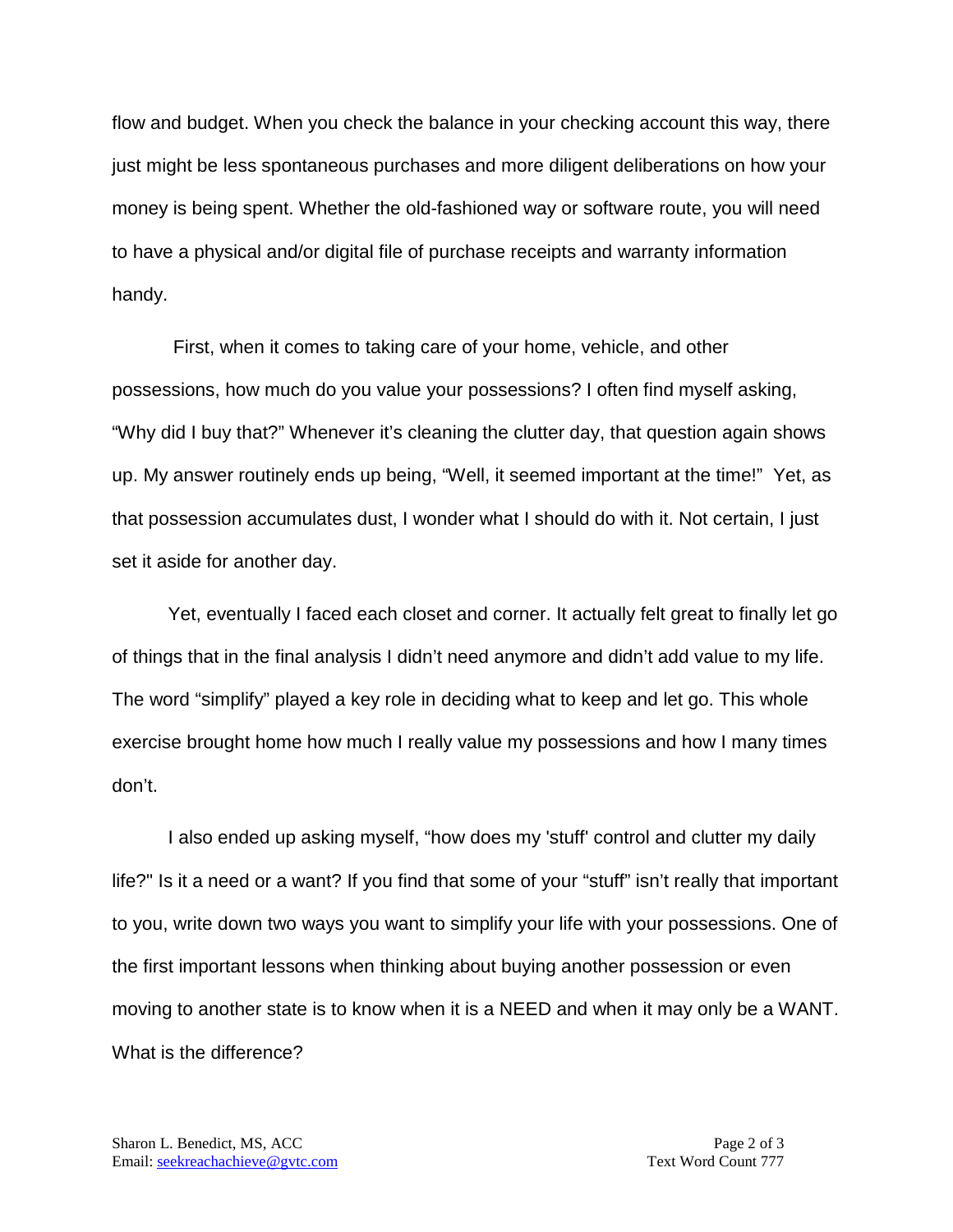flow and budget. When you check the balance in your checking account this way, there just might be less spontaneous purchases and more diligent deliberations on how your money is being spent. Whether the old-fashioned way or software route, you will need to have a physical and/or digital file of purchase receipts and warranty information handy.

First, when it comes to taking care of your home, vehicle, and other possessions, how much do you value your possessions? I often find myself asking, "Why did I buy that?" Whenever it's cleaning the clutter day, that question again shows up. My answer routinely ends up being, "Well, it seemed important at the time!" Yet, as that possession accumulates dust, I wonder what I should do with it. Not certain, I just set it aside for another day.

Yet, eventually I faced each closet and corner. It actually felt great to finally let go of things that in the final analysis I didn't need anymore and didn't add value to my life. The word "simplify" played a key role in deciding what to keep and let go. This whole exercise brought home how much I really value my possessions and how I many times don't.

I also ended up asking myself, "how does my 'stuff' control and clutter my daily life?" Is it a need or a want? If you find that some of your "stuff" isn't really that important to you, write down two ways you want to simplify your life with your possessions. One of the first important lessons when thinking about buying another possession or even moving to another state is to know when it is a NEED and when it may only be a WANT. What is the difference?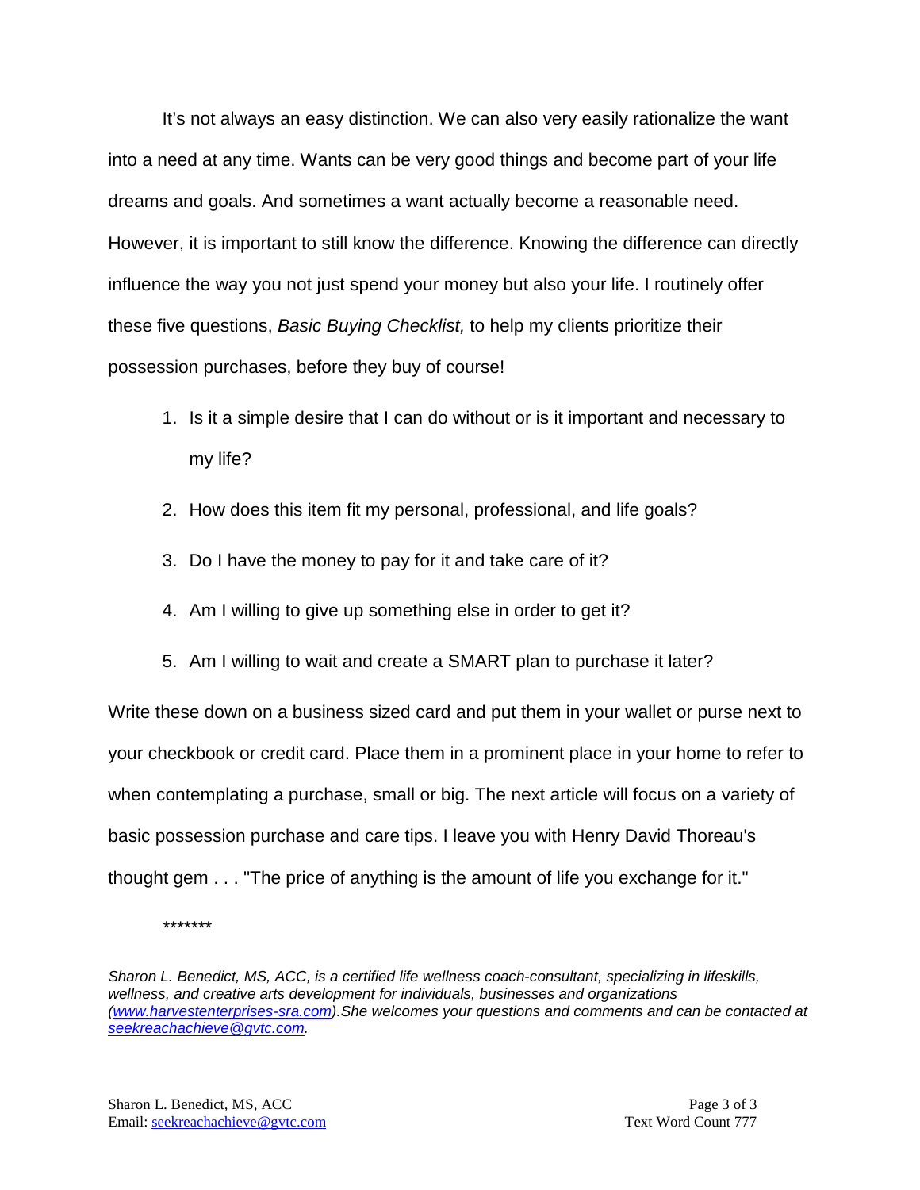It's not always an easy distinction. We can also very easily rationalize the want into a need at any time. Wants can be very good things and become part of your life dreams and goals. And sometimes a want actually become a reasonable need. However, it is important to still know the difference. Knowing the difference can directly influence the way you not just spend your money but also your life. I routinely offer these five questions, *Basic Buying Checklist,* to help my clients prioritize their possession purchases, before they buy of course!

1. Is it a simple desire that I can do without or is it important and necessary to my life?
2. How does this item fit my personal, professional, and life goals?
3. Do I have the money to pay for it and take care of it?
4. Am I willing to give up something else in order to get it?
5. Am I willing to wait and create a SMART plan to purchase it later?

Write these down on a business sized card and put them in your wallet or purse next to your checkbook or credit card. Place them in a prominent place in your home to refer to when contemplating a purchase, small or big. The next article will focus on a variety of basic possession purchase and care tips. I leave you with Henry David Thoreau's thought gem . . . "The price of anything is the amount of life you exchange for it."

*******

*Sharon L. Benedict, MS, ACC, is a certified life wellness coach-consultant, specializing in lifeskills, wellness, and creative arts development for individuals, businesses and organizations ([www.harvestenterprises-sra.com](http://www.harvestenterprises-sra.com)).She welcomes your questions and comments and can be contacted at [seekreachachieve@gvtc.com](mailto:seekreachachieve@gvtc.com).*

Text Word Count 777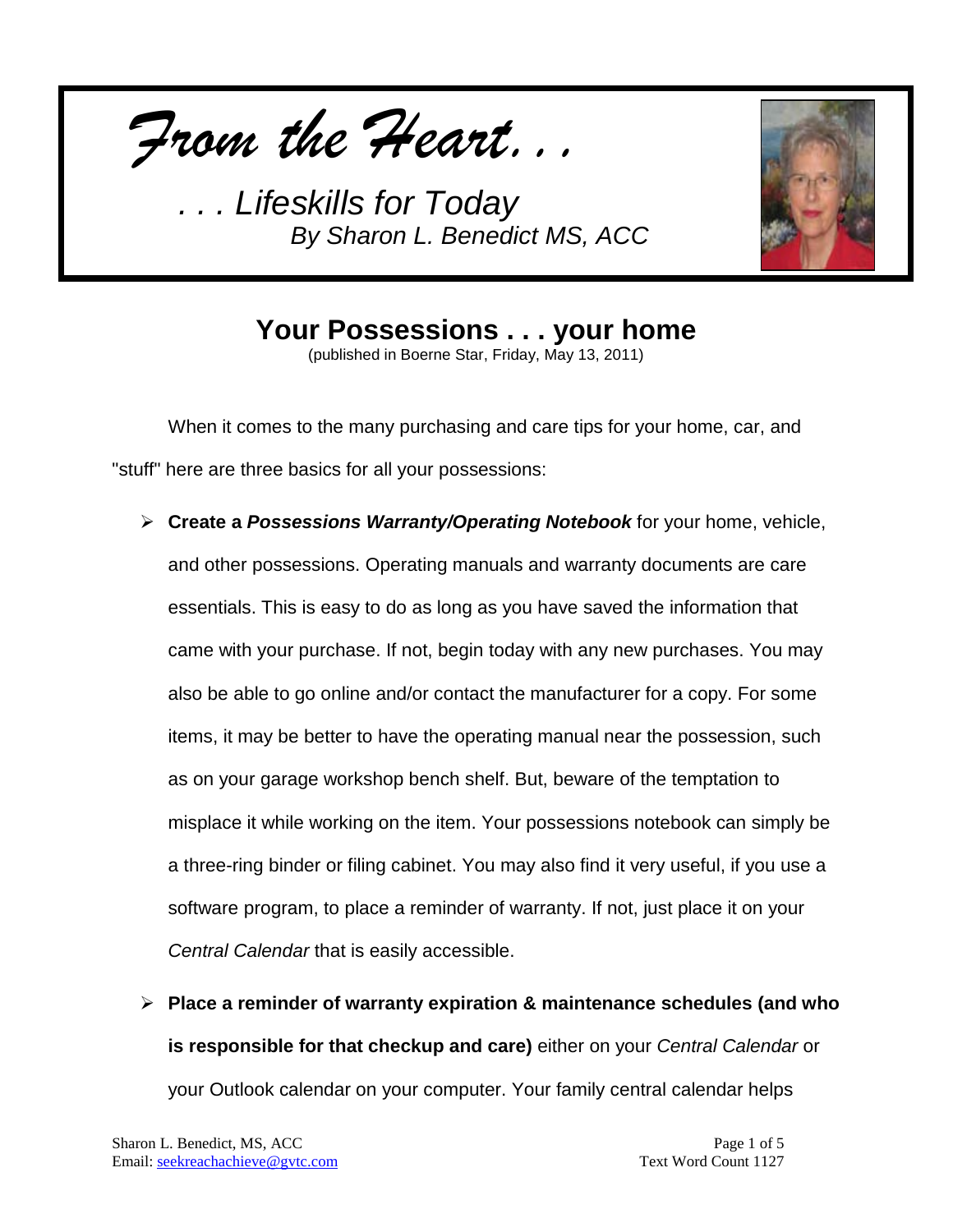# *From the Heart. . .*

*. . . Lifeskills for Today*

*By Sharon L. Benedict MS, ACC*

## Your Possessions . . . your home

(published in Boerne Star, Friday, May 13, 2011)

When it comes to the many purchasing and care tips for your home, car, and "stuff" here are three basics for all your possessions:

- **Create a *Possessions Warranty/Operating Notebook*** for your home, vehicle, and other possessions. Operating manuals and warranty documents are care essentials. This is easy to do as long as you have saved the information that came with your purchase. If not, begin today with any new purchases. You may also be able to go online and/or contact the manufacturer for a copy. For some items, it may be better to have the operating manual near the possession, such as on your garage workshop bench shelf. But, beware of the temptation to misplace it while working on the item. Your possessions notebook can simply be a three-ring binder or filing cabinet. You may also find it very useful, if you use a software program, to place a reminder of warranty. If not, just place it on your *Central Calendar* that is easily accessible.
- **Place a reminder of warranty expiration & maintenance schedules (and who is responsible for that checkup and care)** either on your *Central Calendar* or your Outlook calendar on your computer. Your family central calendar helps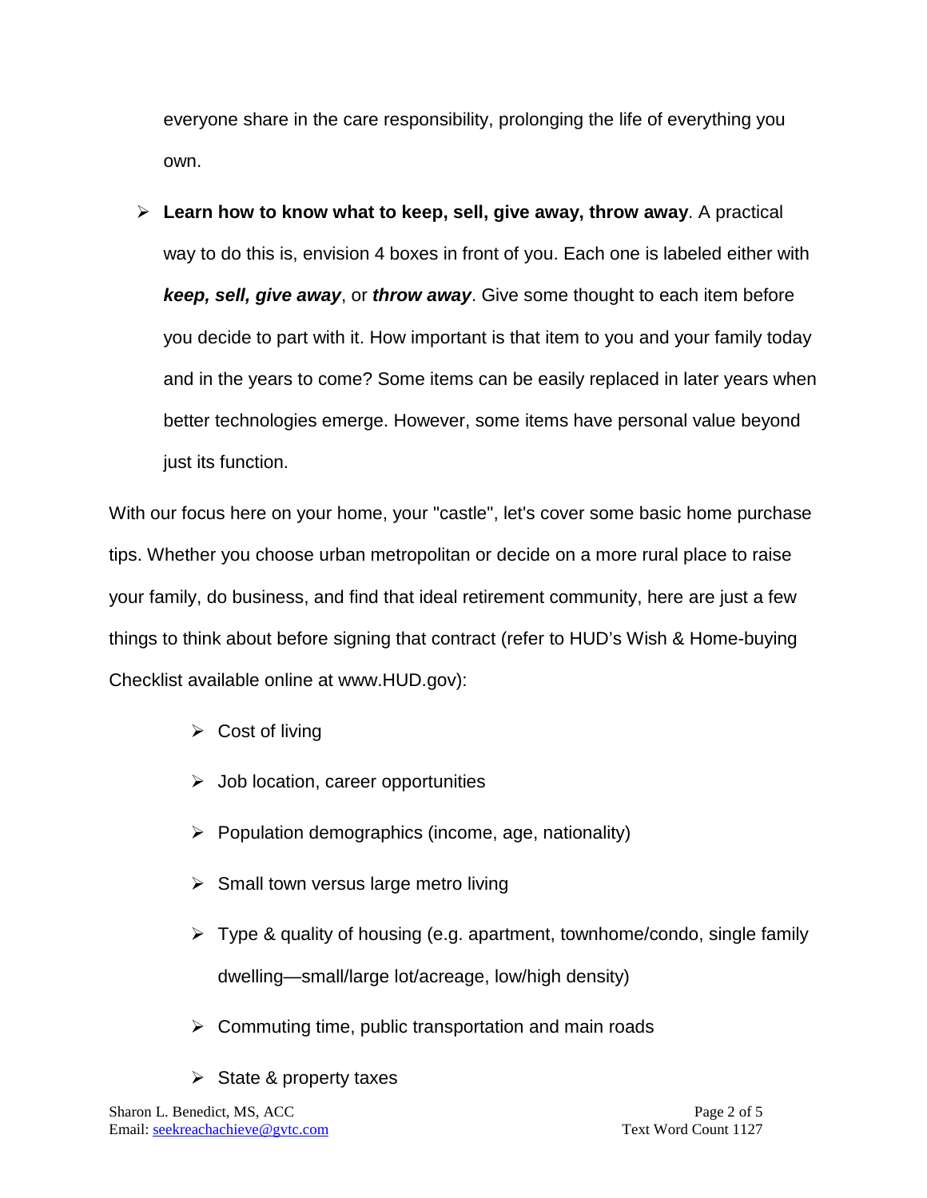everyone share in the care responsibility, prolonging the life of everything you own.

- **Learn how to know what to keep, sell, give away, throw away**. A practical way to do this is, envision 4 boxes in front of you. Each one is labeled either with ***keep, sell, give away***, or ***throw away***. Give some thought to each item before you decide to part with it. How important is that item to you and your family today and in the years to come? Some items can be easily replaced in later years when better technologies emerge. However, some items have personal value beyond just its function.

With our focus here on your home, your "castle", let's cover some basic home purchase tips. Whether you choose urban metropolitan or decide on a more rural place to raise your family, do business, and find that ideal retirement community, here are just a few things to think about before signing that contract (refer to HUD's Wish & Home-buying Checklist available online at www.HUD.gov):

- Cost of living
- Job location, career opportunities
- Population demographics (income, age, nationality)
- Small town versus large metro living
- Type & quality of housing (e.g. apartment, townhome/condo, single family dwelling—small/large lot/acreage, low/high density)
- Commuting time, public transportation and main roads
- State & property taxes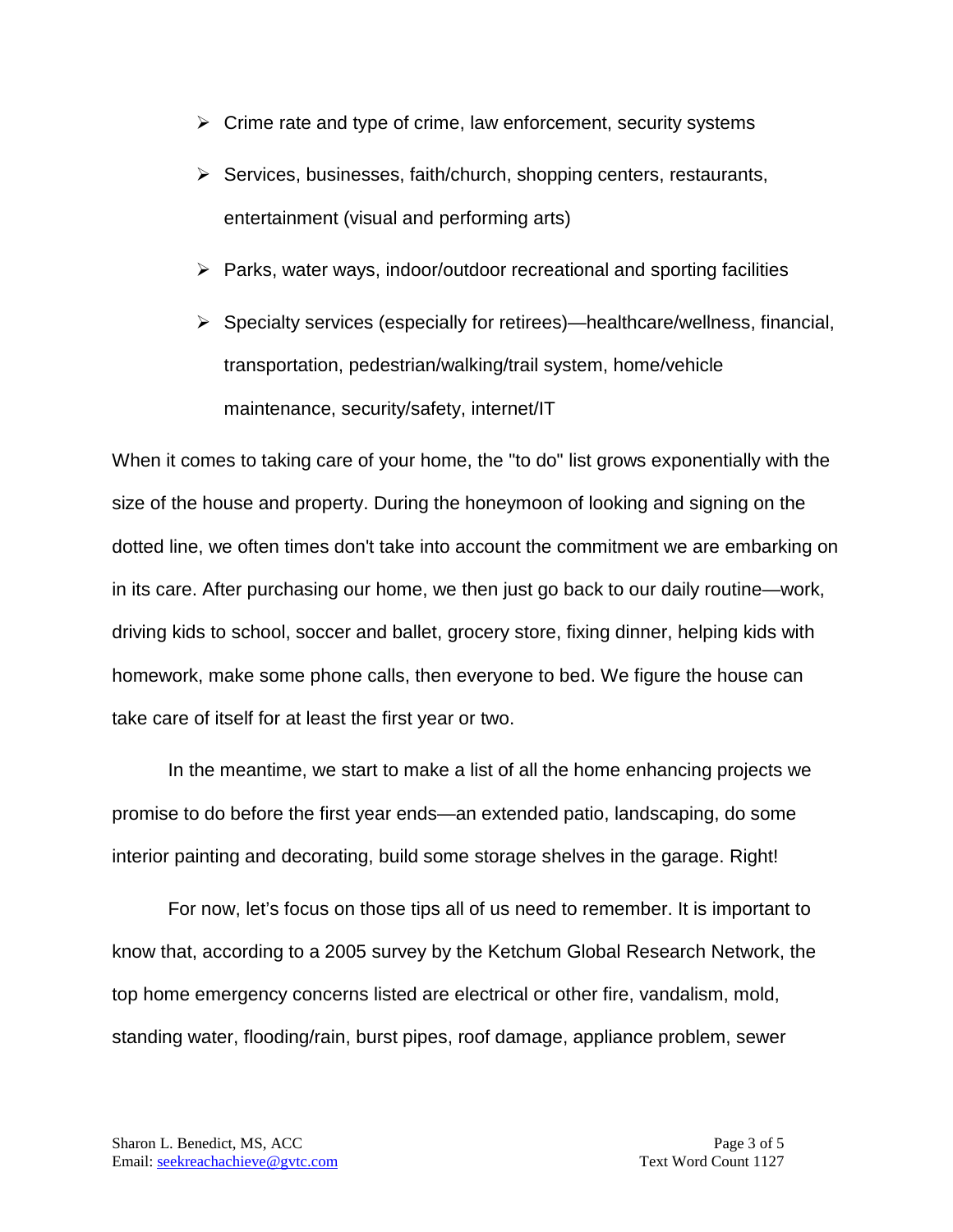- Crime rate and type of crime, law enforcement, security systems
- Services, businesses, faith/church, shopping centers, restaurants, entertainment (visual and performing arts)
- Parks, water ways, indoor/outdoor recreational and sporting facilities
- Specialty services (especially for retirees)—healthcare/wellness, financial, transportation, pedestrian/walking/trail system, home/vehicle maintenance, security/safety, internet/IT

When it comes to taking care of your home, the "to do" list grows exponentially with the size of the house and property. During the honeymoon of looking and signing on the dotted line, we often times don't take into account the commitment we are embarking on in its care. After purchasing our home, we then just go back to our daily routine—work, driving kids to school, soccer and ballet, grocery store, fixing dinner, helping kids with homework, make some phone calls, then everyone to bed. We figure the house can take care of itself for at least the first year or two.

In the meantime, we start to make a list of all the home enhancing projects we promise to do before the first year ends—an extended patio, landscaping, do some interior painting and decorating, build some storage shelves in the garage. Right!

For now, let's focus on those tips all of us need to remember. It is important to know that, according to a 2005 survey by the Ketchum Global Research Network, the top home emergency concerns listed are electrical or other fire, vandalism, mold, standing water, flooding/rain, burst pipes, roof damage, appliance problem, sewer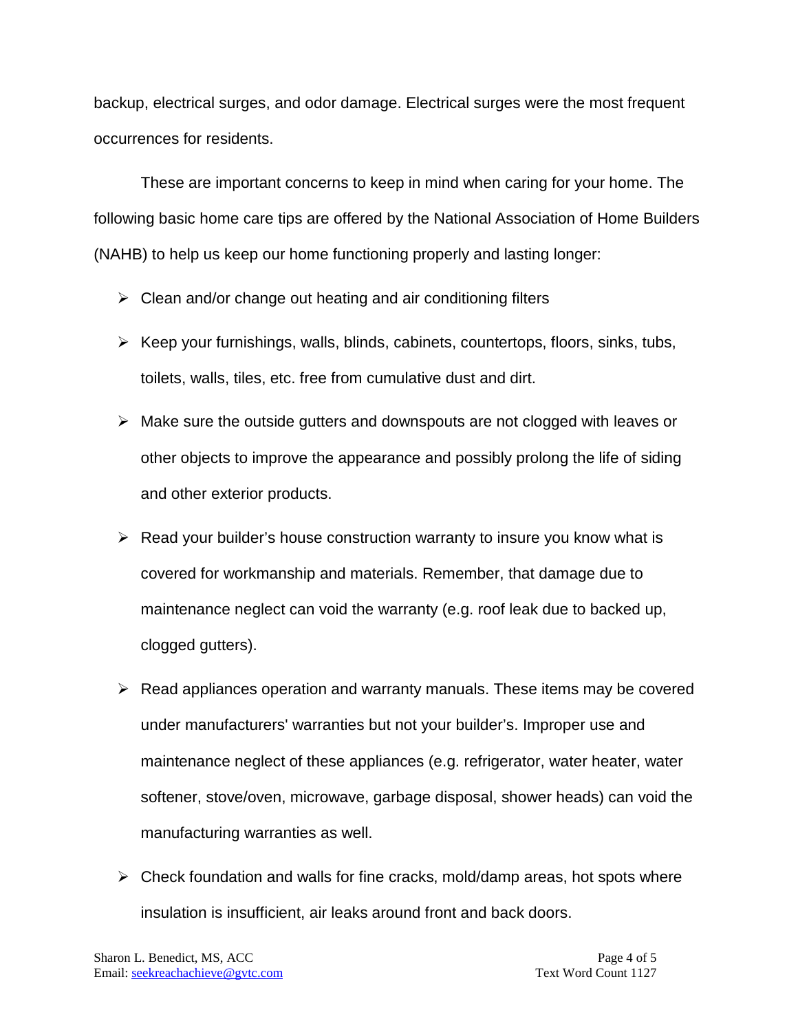backup, electrical surges, and odor damage. Electrical surges were the most frequent occurrences for residents.

These are important concerns to keep in mind when caring for your home. The following basic home care tips are offered by the National Association of Home Builders (NAHB) to help us keep our home functioning properly and lasting longer:

- Clean and/or change out heating and air conditioning filters
- Keep your furnishings, walls, blinds, cabinets, countertops, floors, sinks, tubs, toilets, walls, tiles, etc. free from cumulative dust and dirt.
- Make sure the outside gutters and downspouts are not clogged with leaves or other objects to improve the appearance and possibly prolong the life of siding and other exterior products.
- Read your builder's house construction warranty to insure you know what is covered for workmanship and materials. Remember, that damage due to maintenance neglect can void the warranty (e.g. roof leak due to backed up, clogged gutters).
- Read appliances operation and warranty manuals. These items may be covered under manufacturers' warranties but not your builder's. Improper use and maintenance neglect of these appliances (e.g. refrigerator, water heater, water softener, stove/oven, microwave, garbage disposal, shower heads) can void the manufacturing warranties as well.
- Check foundation and walls for fine cracks, mold/damp areas, hot spots where insulation is insufficient, air leaks around front and back doors.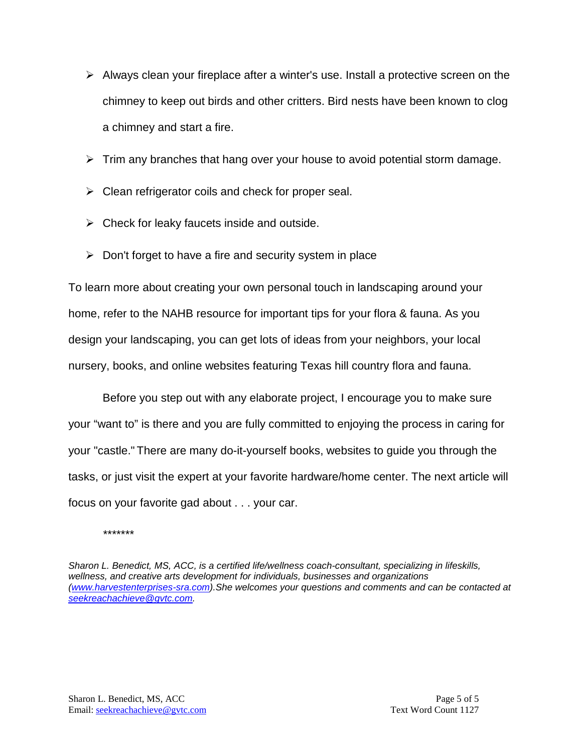- Always clean your fireplace after a winter's use. Install a protective screen on the chimney to keep out birds and other critters. Bird nests have been known to clog a chimney and start a fire.
- Trim any branches that hang over your house to avoid potential storm damage.
- Clean refrigerator coils and check for proper seal.
- Check for leaky faucets inside and outside.
- Don't forget to have a fire and security system in place

To learn more about creating your own personal touch in landscaping around your home, refer to the NAHB resource for important tips for your flora & fauna. As you design your landscaping, you can get lots of ideas from your neighbors, your local nursery, books, and online websites featuring Texas hill country flora and fauna.

Before you step out with any elaborate project, I encourage you to make sure your "want to" is there and you are fully committed to enjoying the process in caring for your "castle." There are many do-it-yourself books, websites to guide you through the tasks, or just visit the expert at your favorite hardware/home center. The next article will focus on your favorite gad about . . . your car.

*******

*Sharon L. Benedict, MS, ACC, is a certified life/wellness coach-consultant, specializing in lifeskills, wellness, and creative arts development for individuals, businesses and organizations ([www.harvestenterprises-sra.com](http://www.harvestenterprises-sra.com)).She welcomes your questions and comments and can be contacted at [seekreachachieve@gvtc.com](mailto:seekreachachieve@gvtc.com).*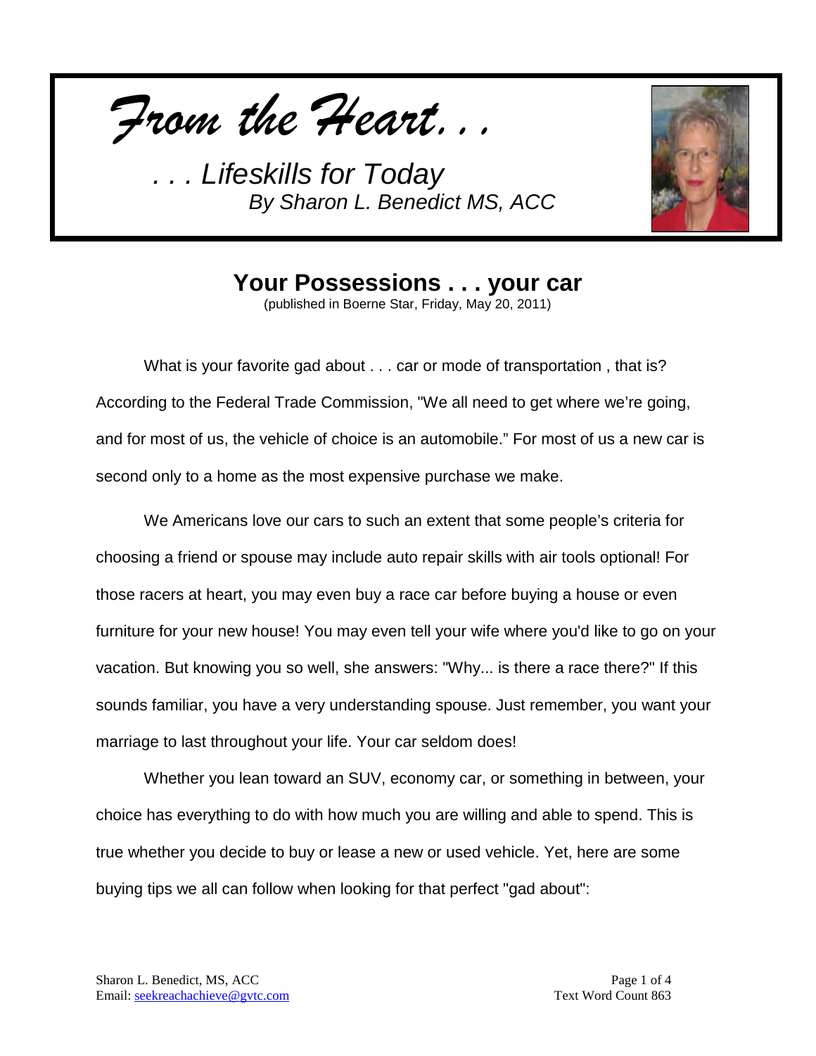*From the Heart...*

*. . . Lifeskills for Today*
*By Sharon L. Benedict MS, ACC*

## Your Possessions . . . your car

(published in Boerne Star, Friday, May 20, 2011)

What is your favorite gad about . . . car or mode of transportation , that is? According to the Federal Trade Commission, "We all need to get where we're going, and for most of us, the vehicle of choice is an automobile." For most of us a new car is second only to a home as the most expensive purchase we make.

We Americans love our cars to such an extent that some people's criteria for choosing a friend or spouse may include auto repair skills with air tools optional! For those racers at heart, you may even buy a race car before buying a house or even furniture for your new house! You may even tell your wife where you'd like to go on your vacation. But knowing you so well, she answers: "Why... is there a race there?" If this sounds familiar, you have a very understanding spouse. Just remember, you want your marriage to last throughout your life. Your car seldom does!

Whether you lean toward an SUV, economy car, or something in between, your choice has everything to do with how much you are willing and able to spend. This is true whether you decide to buy or lease a new or used vehicle. Yet, here are some buying tips we all can follow when looking for that perfect "gad about":

Sharon L. Benedict, MS, ACC
Email: seekreachachieve@gvtc.com

Text Word Count 863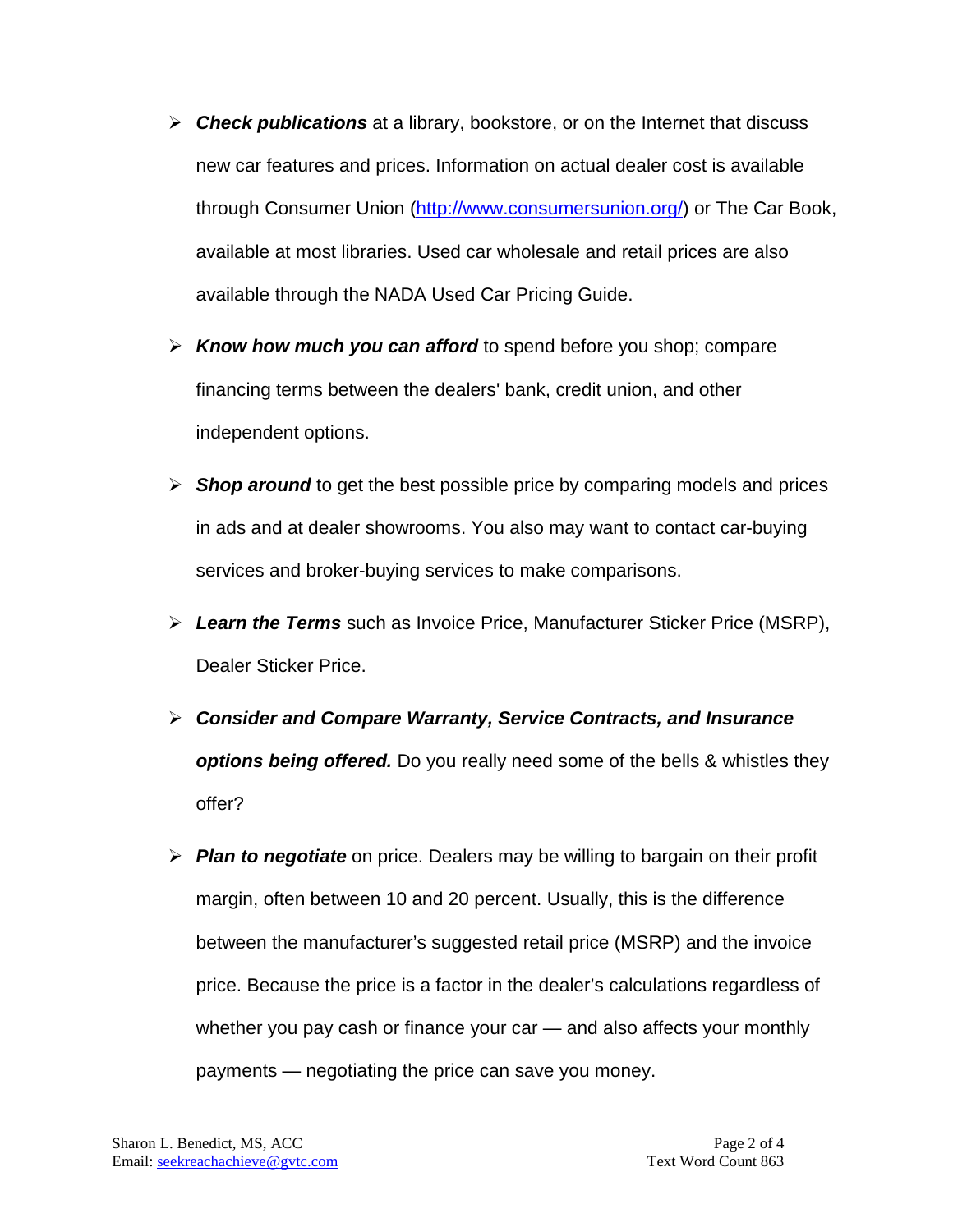- ***Check publications*** at a library, bookstore, or on the Internet that discuss new car features and prices. Information on actual dealer cost is available through Consumer Union (http://www.consumersunion.org/) or The Car Book, available at most libraries. Used car wholesale and retail prices are also available through the NADA Used Car Pricing Guide.
- ***Know how much you can afford*** to spend before you shop; compare financing terms between the dealers' bank, credit union, and other independent options.
- ***Shop around*** to get the best possible price by comparing models and prices in ads and at dealer showrooms. You also may want to contact car-buying services and broker-buying services to make comparisons.
- ***Learn the Terms*** such as Invoice Price, Manufacturer Sticker Price (MSRP), Dealer Sticker Price.
- ***Consider and Compare Warranty, Service Contracts, and Insurance options being offered.*** Do you really need some of the bells & whistles they offer?
- ***Plan to negotiate*** on price. Dealers may be willing to bargain on their profit margin, often between 10 and 20 percent. Usually, this is the difference between the manufacturer's suggested retail price (MSRP) and the invoice price. Because the price is a factor in the dealer's calculations regardless of whether you pay cash or finance your car — and also affects your monthly payments — negotiating the price can save you money.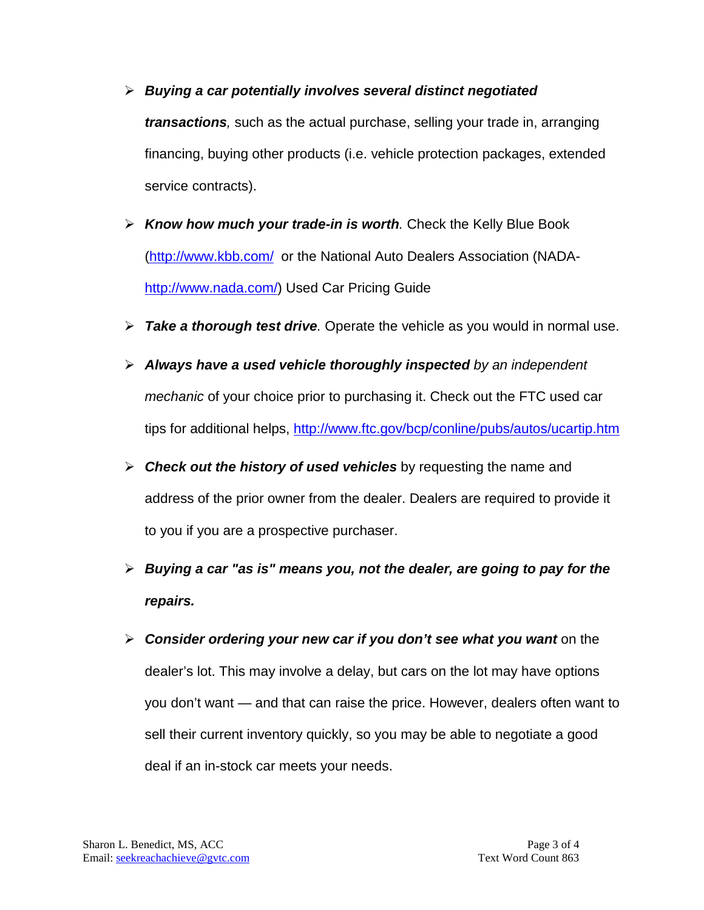- ***Buying a car potentially involves several distinct negotiated transactions**,* such as the actual purchase, selling your trade in, arranging financing, buying other products (i.e. vehicle protection packages, extended service contracts).
- ***Know how much your trade-in is worth**.* Check the Kelly Blue Book (http://www.kbb.com/ or the National Auto Dealers Association (NADA- http://www.nada.com/) Used Car Pricing Guide
- ***Take a thorough test drive**.* Operate the vehicle as you would in normal use.
- ***Always have a used vehicle thoroughly inspected** by an independent mechanic* of your choice prior to purchasing it. Check out the FTC used car tips for additional helps, http://www.ftc.gov/bcp/conline/pubs/autos/ucartip.htm
- ***Check out the history of used vehicles*** by requesting the name and address of the prior owner from the dealer. Dealers are required to provide it to you if you are a prospective purchaser.
- ***Buying a car "as is" means you, not the dealer, are going to pay for the repairs.***
- ***Consider ordering your new car if you don't see what you want*** on the dealer's lot. This may involve a delay, but cars on the lot may have options you don't want — and that can raise the price. However, dealers often want to sell their current inventory quickly, so you may be able to negotiate a good deal if an in-stock car meets your needs.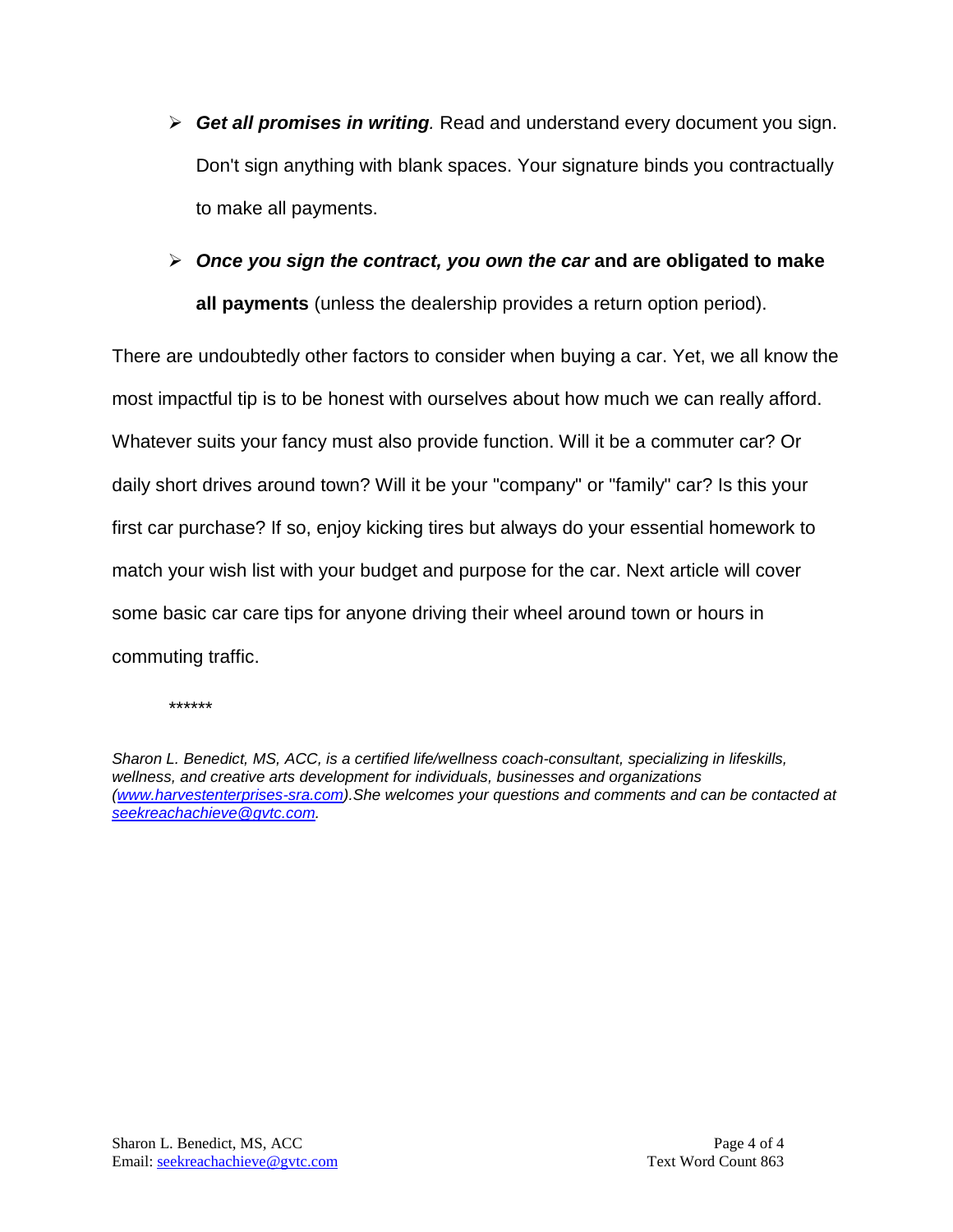- ***Get all promises in writing***. Read and understand every document you sign. Don't sign anything with blank spaces. Your signature binds you contractually to make all payments.

- ***Once you sign the contract, you own the car* and are obligated to make all payments** (unless the dealership provides a return option period).

There are undoubtedly other factors to consider when buying a car. Yet, we all know the most impactful tip is to be honest with ourselves about how much we can really afford. Whatever suits your fancy must also provide function. Will it be a commuter car? Or daily short drives around town? Will it be your "company" or "family" car? Is this your first car purchase? If so, enjoy kicking tires but always do your essential homework to match your wish list with your budget and purpose for the car. Next article will cover some basic car care tips for anyone driving their wheel around town or hours in commuting traffic.

******

*Sharon L. Benedict, MS, ACC, is a certified life/wellness coach-consultant, specializing in lifeskills, wellness, and creative arts development for individuals, businesses and organizations ([www.harvestenterprises-sra.com](http://www.harvestenterprises-sra.com)).She welcomes your questions and comments and can be contacted at [seekreachachieve@gvtc.com](mailto:seekreachachieve@gvtc.com).*

Text Word Count 863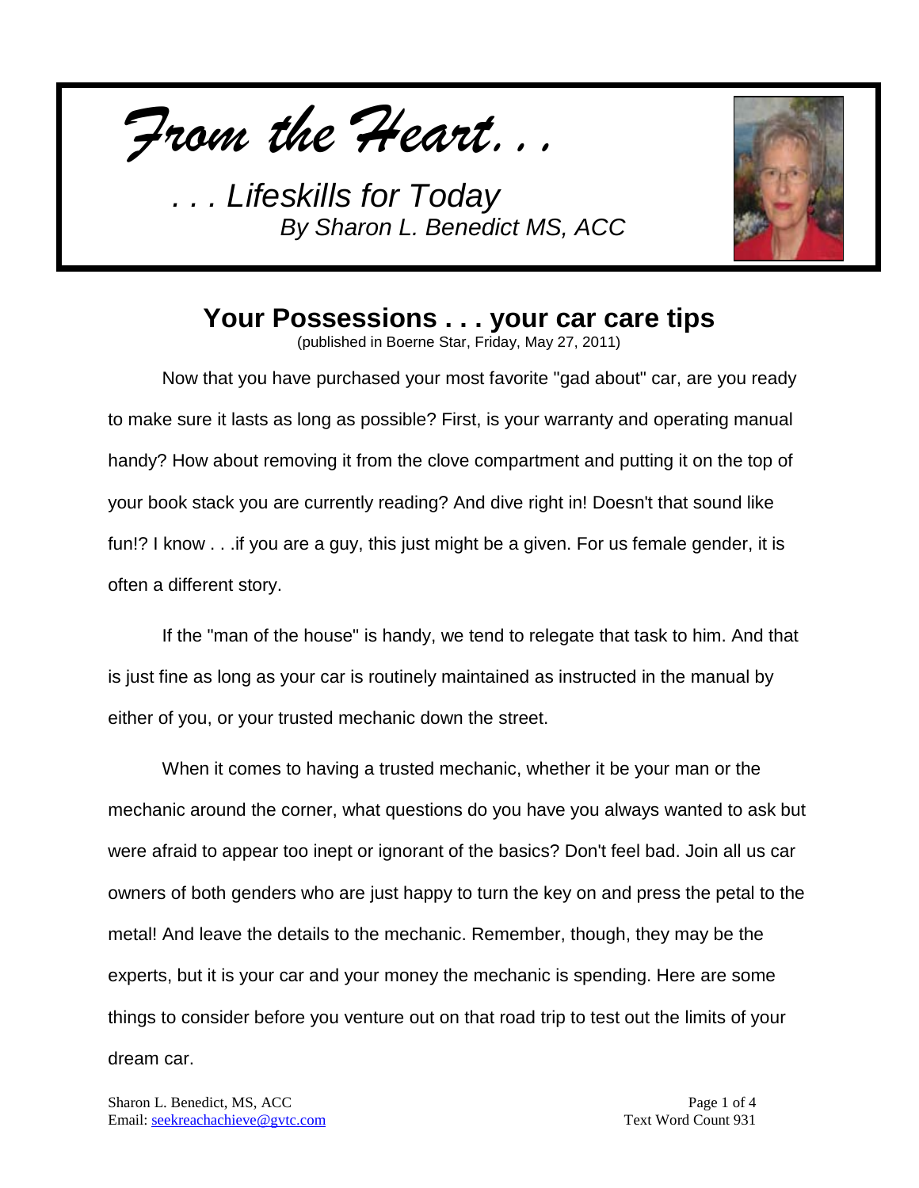*From the Heart. . .*

*. . . Lifeskills for Today*
*By Sharon L. Benedict MS, ACC*

## Your Possessions . . . your car care tips

(published in Boerne Star, Friday, May 27, 2011)

Now that you have purchased your most favorite "gad about" car, are you ready to make sure it lasts as long as possible? First, is your warranty and operating manual handy? How about removing it from the clove compartment and putting it on the top of your book stack you are currently reading? And dive right in! Doesn't that sound like fun!? I know . . .if you are a guy, this just might be a given. For us female gender, it is often a different story.

If the "man of the house" is handy, we tend to relegate that task to him. And that is just fine as long as your car is routinely maintained as instructed in the manual by either of you, or your trusted mechanic down the street.

When it comes to having a trusted mechanic, whether it be your man or the mechanic around the corner, what questions do you have you always wanted to ask but were afraid to appear too inept or ignorant of the basics? Don't feel bad. Join all us car owners of both genders who are just happy to turn the key on and press the petal to the metal! And leave the details to the mechanic. Remember, though, they may be the experts, but it is your car and your money the mechanic is spending. Here are some things to consider before you venture out on that road trip to test out the limits of your dream car.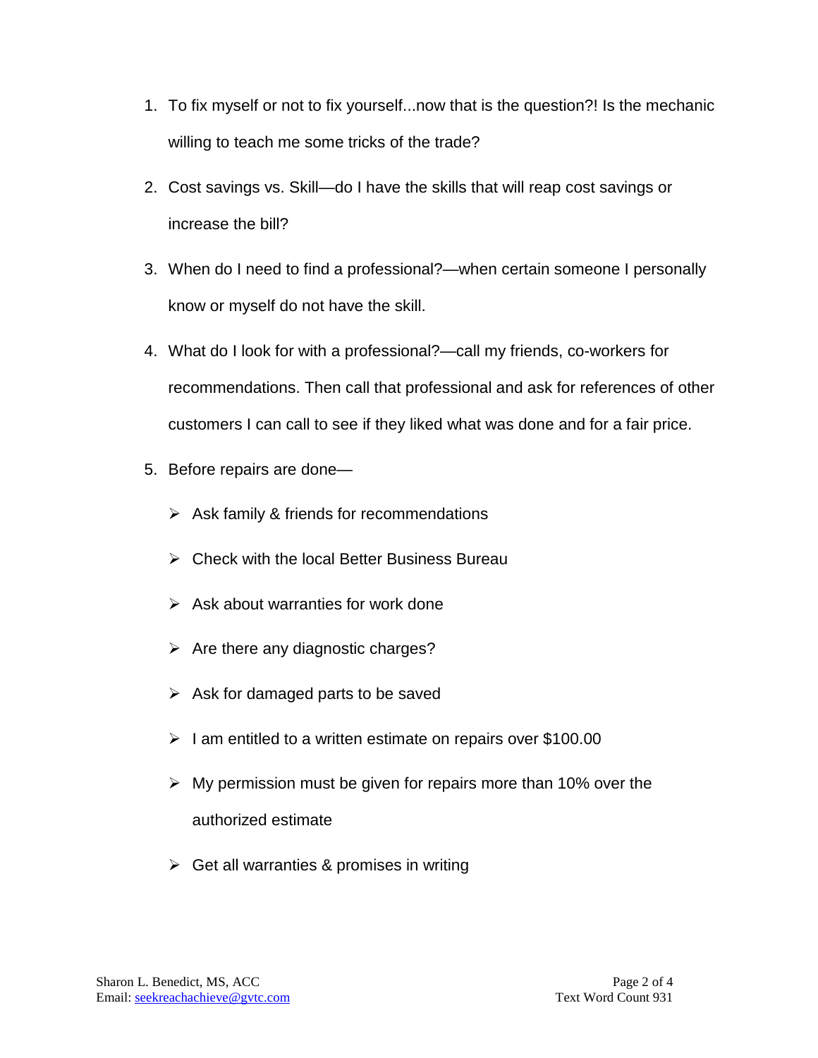1. To fix myself or not to fix yourself...now that is the question?! Is the mechanic willing to teach me some tricks of the trade?
2. Cost savings vs. Skill—do I have the skills that will reap cost savings or increase the bill?
3. When do I need to find a professional?—when certain someone I personally know or myself do not have the skill.
4. What do I look for with a professional?—call my friends, co-workers for recommendations. Then call that professional and ask for references of other customers I can call to see if they liked what was done and for a fair price.
5. Before repairs are done—
   - Ask family & friends for recommendations
   - Check with the local Better Business Bureau
   - Ask about warranties for work done
   - Are there any diagnostic charges?
   - Ask for damaged parts to be saved
   - I am entitled to a written estimate on repairs over $100.00
   - My permission must be given for repairs more than 10% over the authorized estimate
   - Get all warranties & promises in writing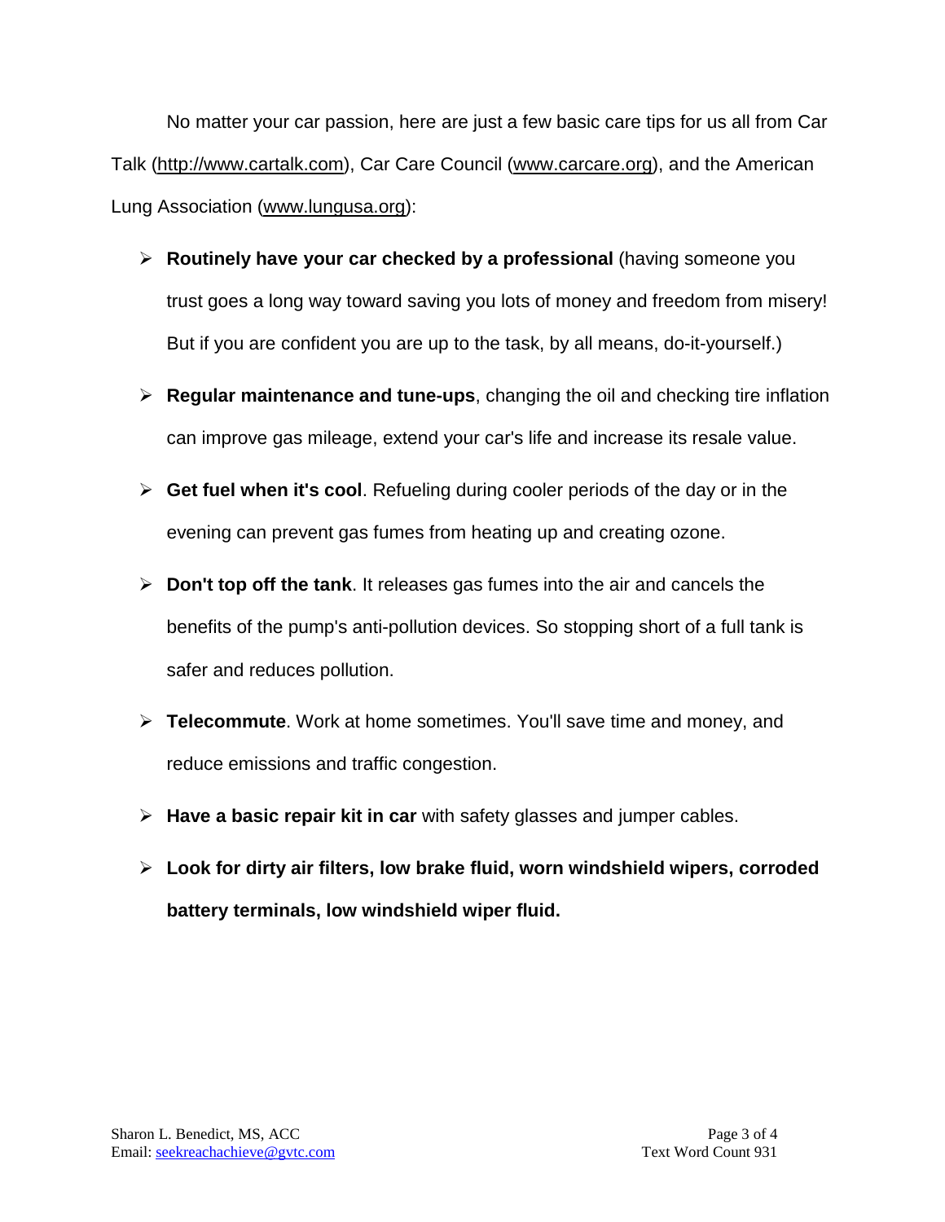No matter your car passion, here are just a few basic care tips for us all from Car Talk (http://www.cartalk.com), Car Care Council (www.carcare.org), and the American Lung Association (www.lungusa.org):

- **Routinely have your car checked by a professional** (having someone you trust goes a long way toward saving you lots of money and freedom from misery! But if you are confident you are up to the task, by all means, do-it-yourself.)
- **Regular maintenance and tune-ups**, changing the oil and checking tire inflation can improve gas mileage, extend your car's life and increase its resale value.
- **Get fuel when it's cool**. Refueling during cooler periods of the day or in the evening can prevent gas fumes from heating up and creating ozone.
- **Don't top off the tank**. It releases gas fumes into the air and cancels the benefits of the pump's anti-pollution devices. So stopping short of a full tank is safer and reduces pollution.
- **Telecommute**. Work at home sometimes. You'll save time and money, and reduce emissions and traffic congestion.
- **Have a basic repair kit in car** with safety glasses and jumper cables.
- **Look for dirty air filters, low brake fluid, worn windshield wipers, corroded battery terminals, low windshield wiper fluid.**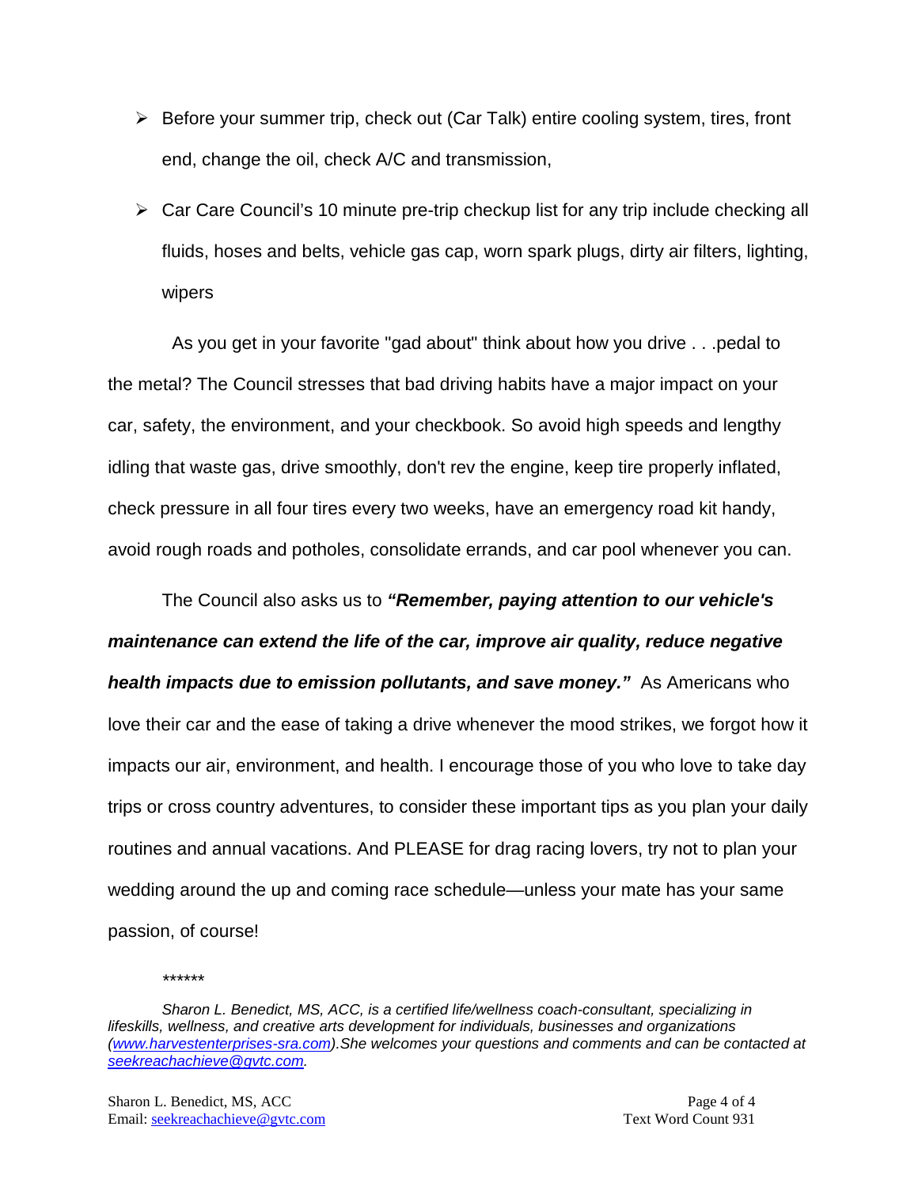- Before your summer trip, check out (Car Talk) entire cooling system, tires, front end, change the oil, check A/C and transmission,
- Car Care Council's 10 minute pre-trip checkup list for any trip include checking all fluids, hoses and belts, vehicle gas cap, worn spark plugs, dirty air filters, lighting, wipers

As you get in your favorite "gad about" think about how you drive . . .pedal to the metal? The Council stresses that bad driving habits have a major impact on your car, safety, the environment, and your checkbook. So avoid high speeds and lengthy idling that waste gas, drive smoothly, don't rev the engine, keep tire properly inflated, check pressure in all four tires every two weeks, have an emergency road kit handy, avoid rough roads and potholes, consolidate errands, and car pool whenever you can.

The Council also asks us to ***"Remember, paying attention to our vehicle's maintenance can extend the life of the car, improve air quality, reduce negative health impacts due to emission pollutants, and save money."*** As Americans who love their car and the ease of taking a drive whenever the mood strikes, we forgot how it impacts our air, environment, and health. I encourage those of you who love to take day trips or cross country adventures, to consider these important tips as you plan your daily routines and annual vacations. And PLEASE for drag racing lovers, try not to plan your wedding around the up and coming race schedule—unless your mate has your same passion, of course!

*\*\*\*\*\*\**

*Sharon L. Benedict, MS, ACC, is a certified life/wellness coach-consultant, specializing in lifeskills, wellness, and creative arts development for individuals, businesses and organizations ([www.harvestenterprises-sra.com](http://www.harvestenterprises-sra.com)).She welcomes your questions and comments and can be contacted at [seekreachachieve@gvtc.com](mailto:seekreachachieve@gvtc.com).*

Text Word Count 931